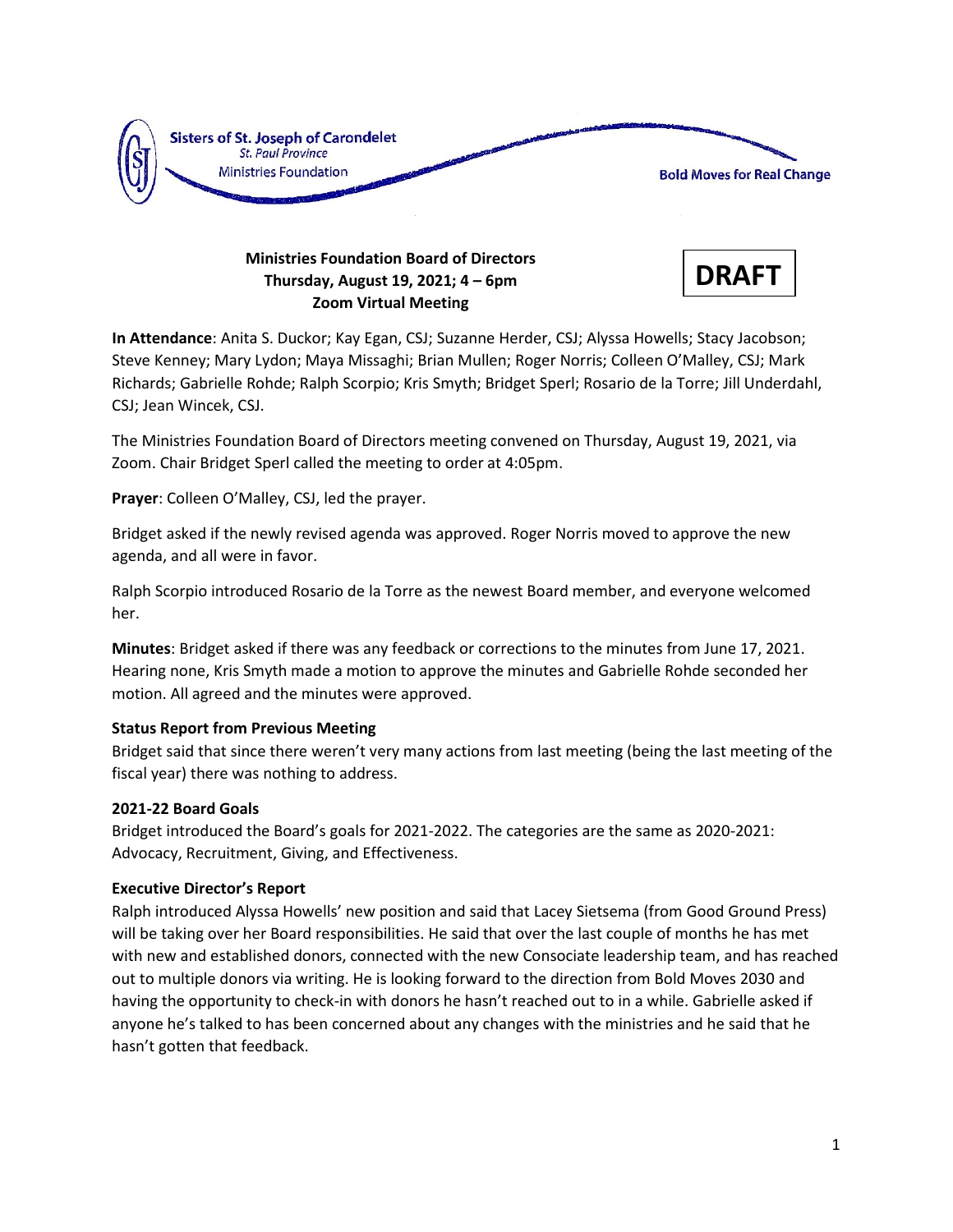Sisters of St. Joseph of Carondelet
St. Paul Province
Ministries Foundation

Bold Moves for Real Change

**Ministries Foundation Board of Directors**
**Thursday, August 19, 2021; 4 – 6pm**
**Zoom Virtual Meeting**

**DRAFT**

**In Attendance**: Anita S. Duckor; Kay Egan, CSJ; Suzanne Herder, CSJ; Alyssa Howells; Stacy Jacobson; Steve Kenney; Mary Lydon; Maya Missaghi; Brian Mullen; Roger Norris; Colleen O'Malley, CSJ; Mark Richards; Gabrielle Rohde; Ralph Scorpio; Kris Smyth; Bridget Sperl; Rosario de la Torre; Jill Underdahl, CSJ; Jean Wincek, CSJ.

The Ministries Foundation Board of Directors meeting convened on Thursday, August 19, 2021, via Zoom. Chair Bridget Sperl called the meeting to order at 4:05pm.

**Prayer**: Colleen O'Malley, CSJ, led the prayer.

Bridget asked if the newly revised agenda was approved. Roger Norris moved to approve the new agenda, and all were in favor.

Ralph Scorpio introduced Rosario de la Torre as the newest Board member, and everyone welcomed her.

**Minutes**: Bridget asked if there was any feedback or corrections to the minutes from June 17, 2021. Hearing none, Kris Smyth made a motion to approve the minutes and Gabrielle Rohde seconded her motion. All agreed and the minutes were approved.

**Status Report from Previous Meeting**

Bridget said that since there weren't very many actions from last meeting (being the last meeting of the fiscal year) there was nothing to address.

**2021-22 Board Goals**

Bridget introduced the Board's goals for 2021-2022. The categories are the same as 2020-2021: Advocacy, Recruitment, Giving, and Effectiveness.

**Executive Director's Report**

Ralph introduced Alyssa Howells' new position and said that Lacey Sietsema (from Good Ground Press) will be taking over her Board responsibilities. He said that over the last couple of months he has met with new and established donors, connected with the new Consociate leadership team, and has reached out to multiple donors via writing. He is looking forward to the direction from Bold Moves 2030 and having the opportunity to check-in with donors he hasn't reached out to in a while. Gabrielle asked if anyone he's talked to has been concerned about any changes with the ministries and he said that he hasn't gotten that feedback.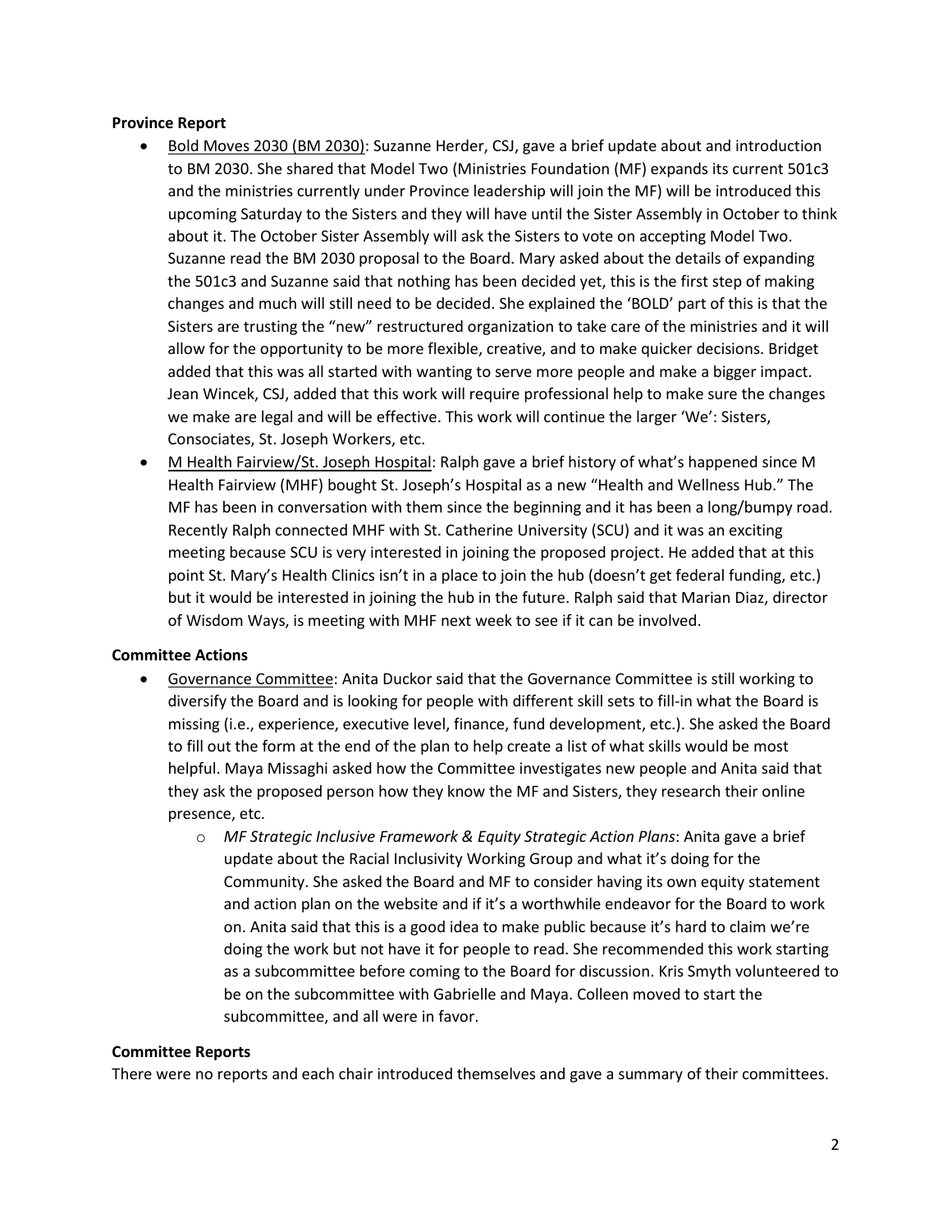**Province Report**

- Bold Moves 2030 (BM 2030): Suzanne Herder, CSJ, gave a brief update about and introduction to BM 2030. She shared that Model Two (Ministries Foundation (MF) expands its current 501c3 and the ministries currently under Province leadership will join the MF) will be introduced this upcoming Saturday to the Sisters and they will have until the Sister Assembly in October to think about it. The October Sister Assembly will ask the Sisters to vote on accepting Model Two. Suzanne read the BM 2030 proposal to the Board. Mary asked about the details of expanding the 501c3 and Suzanne said that nothing has been decided yet, this is the first step of making changes and much will still need to be decided. She explained the 'BOLD' part of this is that the Sisters are trusting the "new" restructured organization to take care of the ministries and it will allow for the opportunity to be more flexible, creative, and to make quicker decisions. Bridget added that this was all started with wanting to serve more people and make a bigger impact. Jean Wincek, CSJ, added that this work will require professional help to make sure the changes we make are legal and will be effective. This work will continue the larger 'We': Sisters, Consociates, St. Joseph Workers, etc.
- M Health Fairview/St. Joseph Hospital: Ralph gave a brief history of what's happened since M Health Fairview (MHF) bought St. Joseph's Hospital as a new "Health and Wellness Hub." The MF has been in conversation with them since the beginning and it has been a long/bumpy road. Recently Ralph connected MHF with St. Catherine University (SCU) and it was an exciting meeting because SCU is very interested in joining the proposed project. He added that at this point St. Mary's Health Clinics isn't in a place to join the hub (doesn't get federal funding, etc.) but it would be interested in joining the hub in the future. Ralph said that Marian Diaz, director of Wisdom Ways, is meeting with MHF next week to see if it can be involved.

**Committee Actions**

- Governance Committee: Anita Duckor said that the Governance Committee is still working to diversify the Board and is looking for people with different skill sets to fill-in what the Board is missing (i.e., experience, executive level, finance, fund development, etc.). She asked the Board to fill out the form at the end of the plan to help create a list of what skills would be most helpful. Maya Missaghi asked how the Committee investigates new people and Anita said that they ask the proposed person how they know the MF and Sisters, they research their online presence, etc.
  - *MF Strategic Inclusive Framework & Equity Strategic Action Plans*: Anita gave a brief update about the Racial Inclusivity Working Group and what it's doing for the Community. She asked the Board and MF to consider having its own equity statement and action plan on the website and if it's a worthwhile endeavor for the Board to work on. Anita said that this is a good idea to make public because it's hard to claim we're doing the work but not have it for people to read. She recommended this work starting as a subcommittee before coming to the Board for discussion. Kris Smyth volunteered to be on the subcommittee with Gabrielle and Maya. Colleen moved to start the subcommittee, and all were in favor.

**Committee Reports**

There were no reports and each chair introduced themselves and gave a summary of their committees.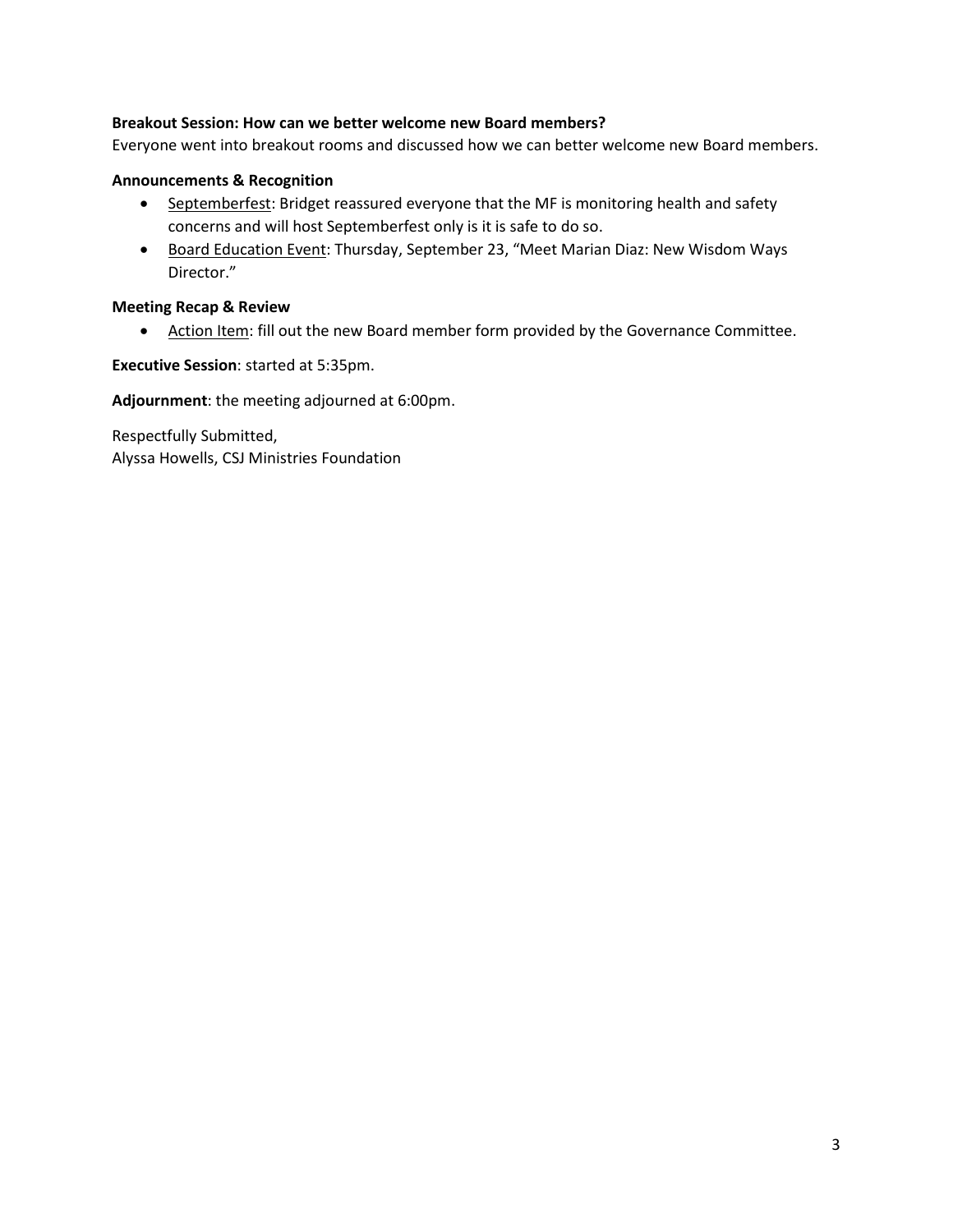**Breakout Session: How can we better welcome new Board members?**

Everyone went into breakout rooms and discussed how we can better welcome new Board members.

**Announcements & Recognition**

- Septemberfest: Bridget reassured everyone that the MF is monitoring health and safety concerns and will host Septemberfest only is it is safe to do so.
- Board Education Event: Thursday, September 23, "Meet Marian Diaz: New Wisdom Ways Director."

**Meeting Recap & Review**

- Action Item: fill out the new Board member form provided by the Governance Committee.

**Executive Session**: started at 5:35pm.

**Adjournment**: the meeting adjourned at 6:00pm.

Respectfully Submitted,
Alyssa Howells, CSJ Ministries Foundation